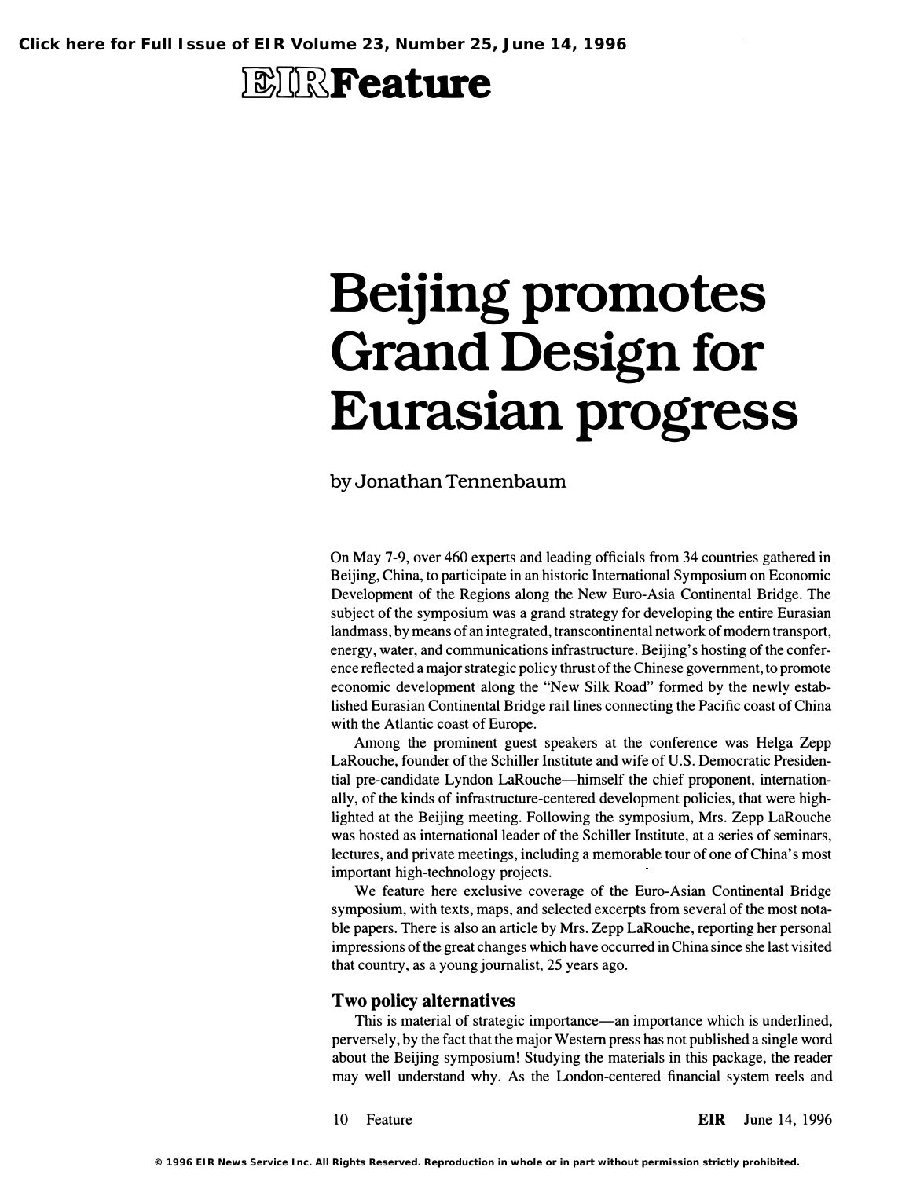# Beijing promotes Grand Design for Eurasian progress

by Jonathan Tennenbaum

On May 7-9, over 460 experts and leading officials from 34 countries gathered in Beijing, China, to participate in an historic International Symposium on Economic Development of the Regions along the New Euro-Asia Continental Bridge. The subject of the symposium was a grand strategy for developing the entire Eurasian landmass, by means of an integrated, transcontinental network of modern transport, energy, water, and communications infrastructure. Beijing's hosting of the conference reflected a major strategic policy thrust of the Chinese government, to promote economic development along the "New Silk Road" formed by the newly established Eurasian Continental Bridge rail lines connecting the Pacific coast of China with the Atlantic coast of Europe.

Among the prominent guest speakers at the conference was Helga Zepp LaRouche, founder of the Schiller Institute and wife of U.S. Democratic Presidential pre-candidate Lyndon LaRouche—himself the chief proponent, internationally, of the kinds of infrastructure-centered development policies, that were highlighted at the Beijing meeting. Following the symposium, Mrs. Zepp LaRouche was hosted as international leader of the Schiller Institute, at a series of seminars, lectures, and private meetings, including a memorable tour of one of China's most important high-technology projects.

We feature here exclusive coverage of the Euro-Asian Continental Bridge symposium, with texts, maps, and selected excerpts from several of the most notable papers. There is also an article by Mrs. Zepp LaRouche, reporting her personal impressions of the great changes which have occurred in China since she last visited that country, as a young journalist, 25 years ago.

## Two policy alternatives

This is material of strategic importance—an importance which is underlined, perversely, by the fact that the major Western press has not published a single word about the Beijing symposium! Studying the materials in this package, the reader may well understand why. As the London-centered financial system reels and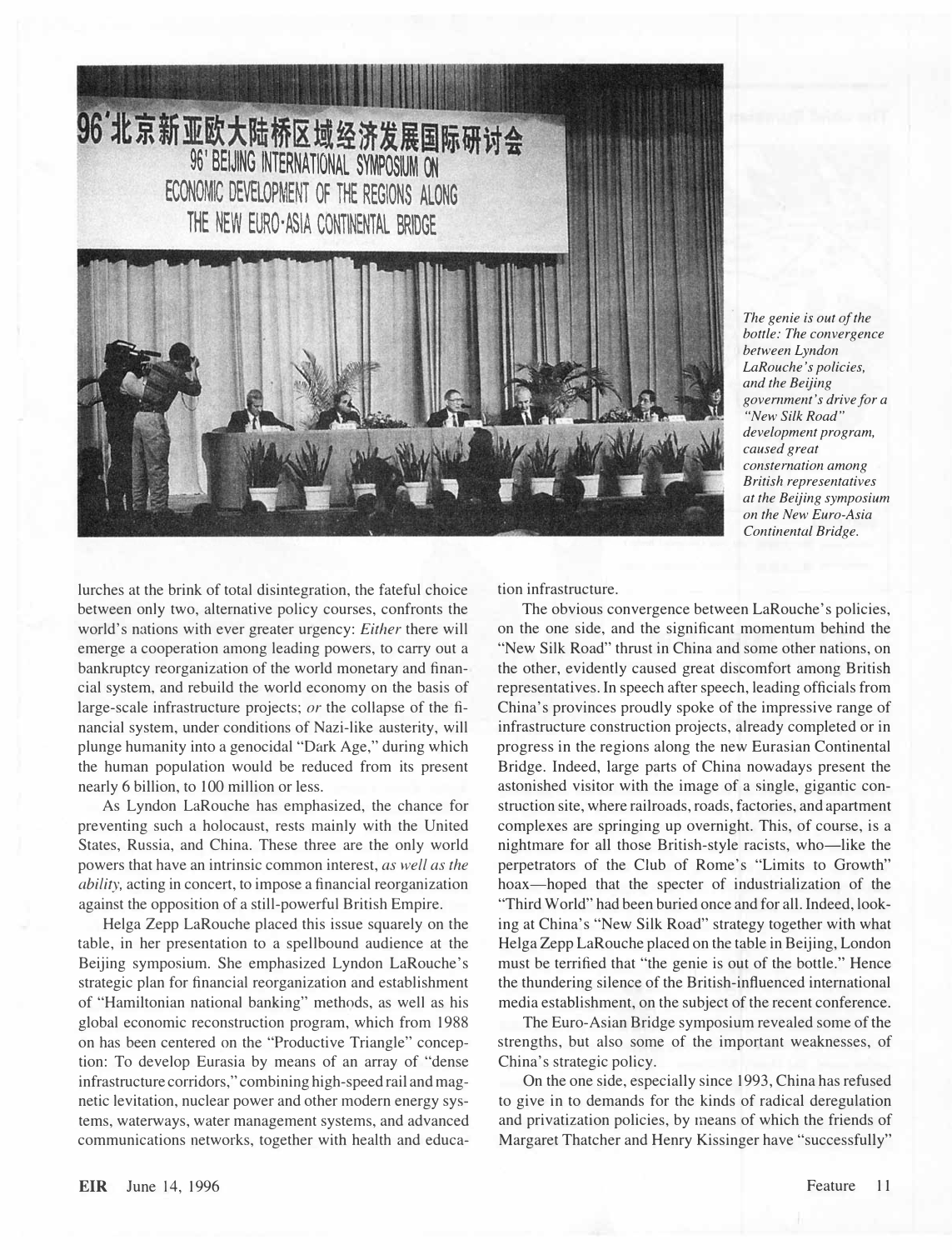The genie is out of the bottle: The convergence between Lyndon LaRouche's policies, and the Beijing government's drive for a "New Silk Road" development program, caused great consternation among British representatives at the Beijing symposium on the New Euro-Asia Continental Bridge.

lurches at the brink of total disintegration, the fateful choice between only two, alternative policy courses, confronts the world's nations with ever greater urgency: *Either* there will emerge a cooperation among leading powers, to carry out a bankruptcy reorganization of the world monetary and financial system, and rebuild the world economy on the basis of large-scale infrastructure projects; *or* the collapse of the financial system, under conditions of Nazi-like austerity, will plunge humanity into a genocidal "Dark Age," during which the human population would be reduced from its present nearly 6 billion, to 100 million or less.

As Lyndon LaRouche has emphasized, the chance for preventing such a holocaust, rests mainly with the United States, Russia, and China. These three are the only world powers that have an intrinsic common interest, *as well as the ability,* acting in concert, to impose a financial reorganization against the opposition of a still-powerful British Empire.

Helga Zepp LaRouche placed this issue squarely on the table, in her presentation to a spellbound audience at the Beijing symposium. She emphasized Lyndon LaRouche's strategic plan for financial reorganization and establishment of "Hamiltonian national banking" methods, as well as his global economic reconstruction program, which from 1988 on has been centered on the "Productive Triangle" conception: To develop Eurasia by means of an array of "dense infrastructure corridors," combining high-speed rail and magnetic levitation, nuclear power and other modern energy systems, waterways, water management systems, and advanced communications networks, together with health and education infrastructure.

The obvious convergence between LaRouche's policies, on the one side, and the significant momentum behind the "New Silk Road" thrust in China and some other nations, on the other, evidently caused great discomfort among British representatives. In speech after speech, leading officials from China's provinces proudly spoke of the impressive range of infrastructure construction projects, already completed or in progress in the regions along the new Eurasian Continental Bridge. Indeed, large parts of China nowadays present the astonished visitor with the image of a single, gigantic construction site, where railroads, roads, factories, and apartment complexes are springing up overnight. This, of course, is a nightmare for all those British-style racists, who—like the perpetrators of the Club of Rome's "Limits to Growth" hoax—hoped that the specter of industrialization of the "Third World" had been buried once and for all. Indeed, looking at China's "New Silk Road" strategy together with what Helga Zepp LaRouche placed on the table in Beijing, London must be terrified that "the genie is out of the bottle." Hence the thundering silence of the British-influenced international media establishment, on the subject of the recent conference.

The Euro-Asian Bridge symposium revealed some of the strengths, but also some of the important weaknesses, of China's strategic policy.

On the one side, especially since 1993, China has refused to give in to demands for the kinds of radical deregulation and privatization policies, by means of which the friends of Margaret Thatcher and Henry Kissinger have "successfully"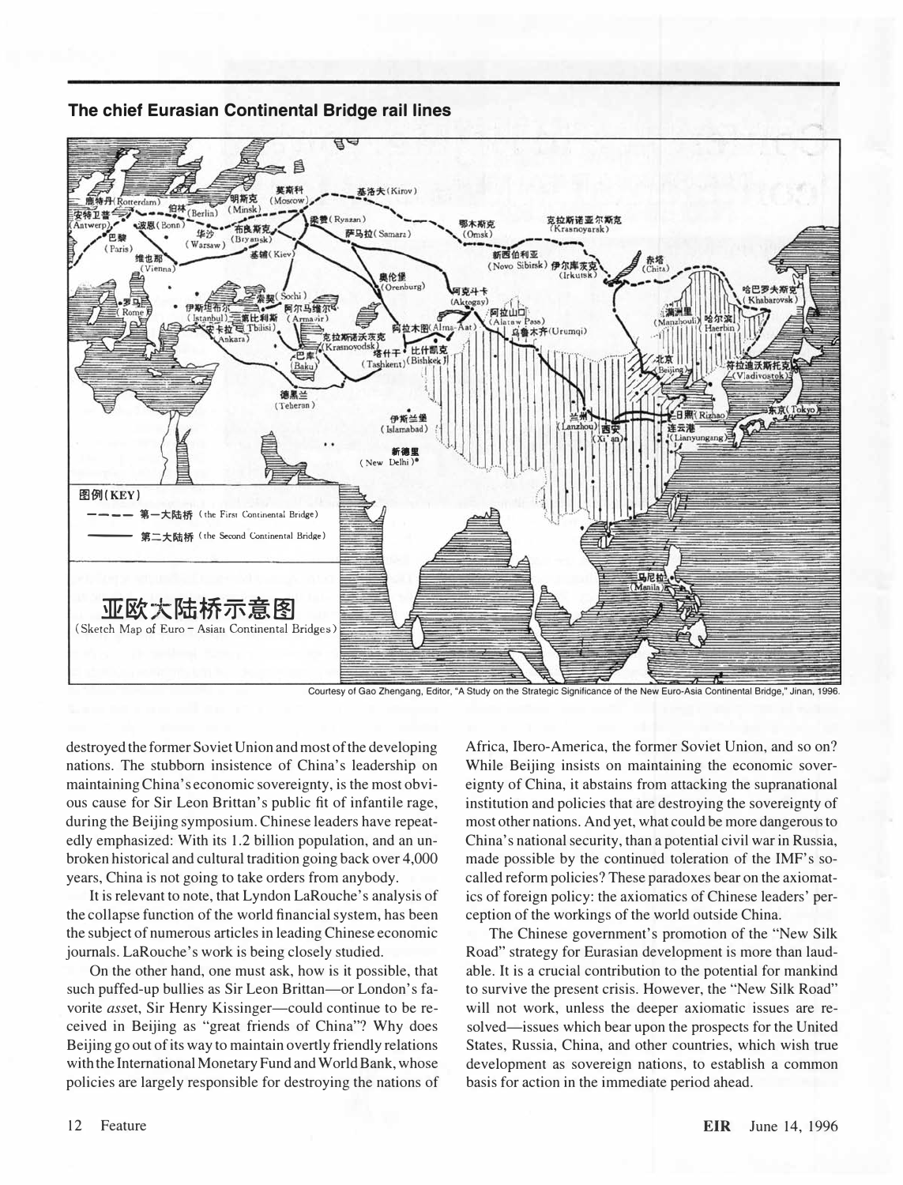**The chief Eurasian Continental Bridge rail lines**

图例(KEY)

第一大陆桥 (the First Continental Bridge)

第二大陆桥 (the Second Continental Bridge)

亚欧大陆桥示意图

(Sketch Map of Euro-Asian Continental Bridges)

鹿特丹(Rotterdam) 安特卫普(Antwerp) 波恩(Bonn) 巴黎(Paris) 柏林(Berlin) 华沙(Warsaw) 明斯克(Minsk) 莫斯科(Moscow) 布良斯克(Bryansk) 基辅(Kiev) 维也纳(Vienna) 罗马(Rome) 伊斯坦布尔(Istanbul) 安卡拉(Ankara) 第比利斯(Tbilisi) 索契(Sochi) 阿尔马维尔(Armavir) 巴库(Baku) 德黑兰(Teheran) 克拉斯诺沃茨克(Krasnovodsk) 塔什干(Tashkent) 比什凯克(Bishkek) 奥伦堡(Orenburg) 梁赞(Ryazan) 萨马拉(Samara) 基洛夫(Kirov) 鄂木斯克(Omsk) 新西伯利亚(Novo Sibirsk) 克拉斯诺亚尔斯克(Krasnoyarsk) 伊尔库茨克(Irkutsk) 赤塔(Chita) 哈巴罗夫斯克(Khabarovsk) 满洲里(Manzhouli) 哈尔滨(Haerbin) 符拉迪沃斯托克(Vladivostok) 阿克斗卡(Aktogay) 阿拉木图(Alma-Aat) 阿拉山口(Alataw Pass) 乌鲁木齐(Urumqi) 伊斯兰堡(Islamabad) 新德里(New Delhi) 兰州(Lanzhou) 西安(Xi'an) 北京(Beijing) 日照(Rizhao) 连云港(Lianyungang) 东京(Tokyo) 马尼拉(Manila)

Courtesy of Gao Zhengang, Editor, "A Study on the Strategic Significance of the New Euro-Asia Continental Bridge," Jinan, 1996.

destroyed the former Soviet Union and most of the developing nations. The stubborn insistence of China's leadership on maintaining China's economic sovereignty, is the most obvious cause for Sir Leon Brittan's public fit of infantile rage, during the Beijing symposium. Chinese leaders have repeatedly emphasized: With its 1.2 billion population, and an unbroken historical and cultural tradition going back over 4,000 years, China is not going to take orders from anybody.

It is relevant to note, that Lyndon LaRouche's analysis of the collapse function of the world financial system, has been the subject of numerous articles in leading Chinese economic journals. LaRouche's work is being closely studied.

On the other hand, one must ask, how is it possible, that such puffed-up bullies as Sir Leon Brittan—or London's favorite *ass*et, Sir Henry Kissinger—could continue to be received in Beijing as "great friends of China"? Why does Beijing go out of its way to maintain overtly friendly relations with the International Monetary Fund and World Bank, whose policies are largely responsible for destroying the nations of Africa, Ibero-America, the former Soviet Union, and so on? While Beijing insists on maintaining the economic sovereignty of China, it abstains from attacking the supranational institution and policies that are destroying the sovereignty of most other nations. And yet, what could be more dangerous to China's national security, than a potential civil war in Russia, made possible by the continued toleration of the IMF's so-called reform policies? These paradoxes bear on the axiomatics of foreign policy: the axiomatics of Chinese leaders' perception of the workings of the world outside China.

The Chinese government's promotion of the "New Silk Road" strategy for Eurasian development is more than laudable. It is a crucial contribution to the potential for mankind to survive the present crisis. However, the "New Silk Road" will not work, unless the deeper axiomatic issues are resolved—issues which bear upon the prospects for the United States, Russia, China, and other countries, which wish true development as sovereign nations, to establish a common basis for action in the immediate period ahead.